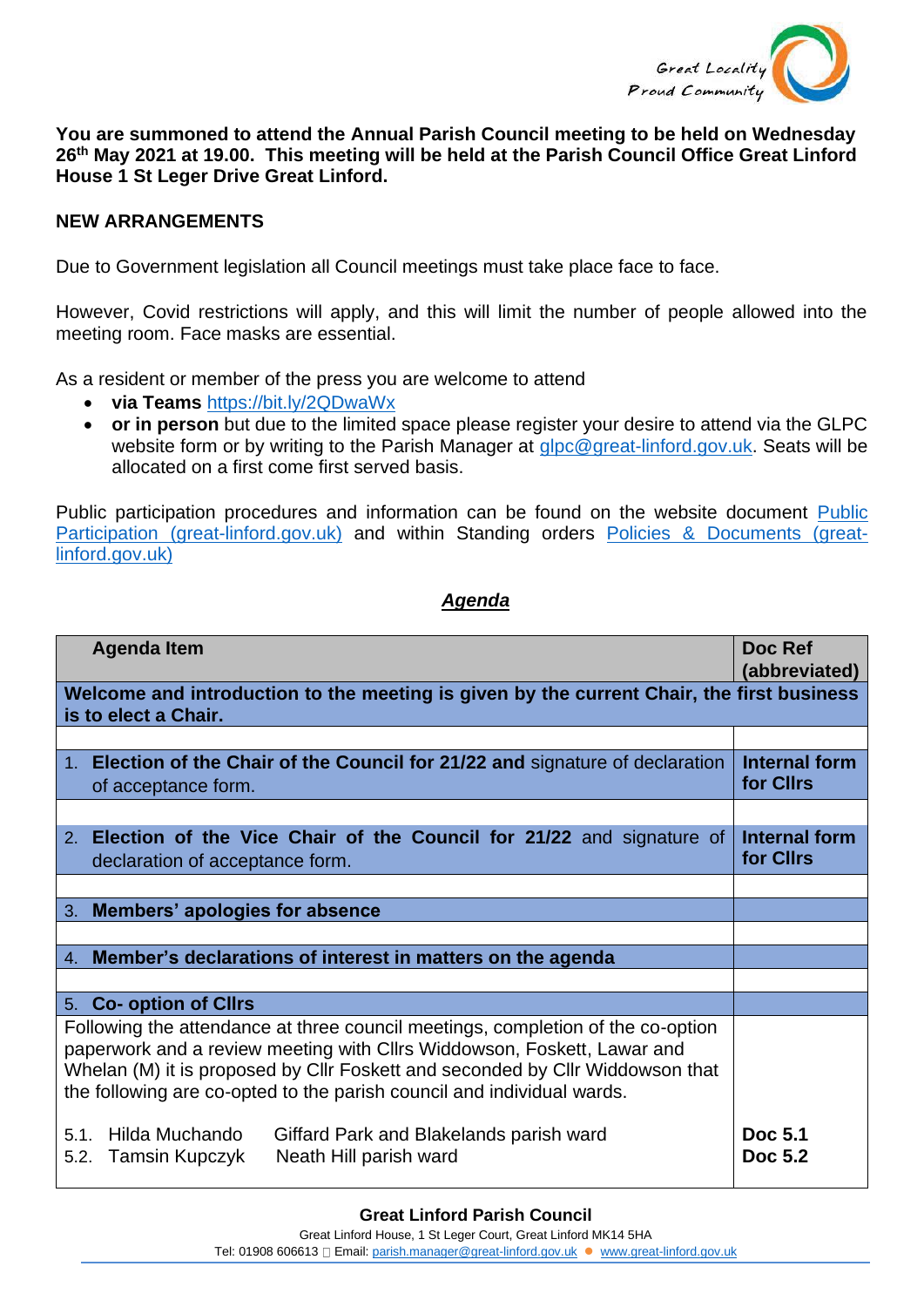Great Locality
Proud Community

**You are summoned to attend the Annual Parish Council meeting to be held on Wednesday 26th May 2021 at 19.00. This meeting will be held at the Parish Council Office Great Linford House 1 St Leger Drive Great Linford.**

**NEW ARRANGEMENTS**

Due to Government legislation all Council meetings must take place face to face.

However, Covid restrictions will apply, and this will limit the number of people allowed into the meeting room. Face masks are essential.

As a resident or member of the press you are welcome to attend

- **via Teams** https://bit.ly/2QDwaWx
- **or in person** but due to the limited space please register your desire to attend via the GLPC website form or by writing to the Parish Manager at glpc@great-linford.gov.uk. Seats will be allocated on a first come first served basis.

Public participation procedures and information can be found on the website document Public Participation (great-linford.gov.uk) and within Standing orders Policies & Documents (great-linford.gov.uk)

## *Agenda*

| Agenda Item | Doc Ref (abbreviated) |
|---|---|
| **Welcome and introduction to the meeting is given by the current Chair, the first business is to elect a Chair.** | |
| | |
| 1. **Election of the Chair of the Council for 21/22 and** signature of declaration of acceptance form. | **Internal form for Cllrs** |
| | |
| 2. **Election of the Vice Chair of the Council for 21/22** and signature of declaration of acceptance form. | **Internal form for Cllrs** |
| | |
| 3. **Members' apologies for absence** | |
| | |
| 4. **Member's declarations of interest in matters on the agenda** | |
| | |
| 5. **Co- option of Cllrs** | |
| Following the attendance at three council meetings, completion of the co-option paperwork and a review meeting with Cllrs Widdowson, Foskett, Lawar and Whelan (M) it is proposed by Cllr Foskett and seconded by Cllr Widdowson that the following are co-opted to the parish council and individual wards. | |
| 5.1. Hilda Muchando — Giffard Park and Blakelands parish ward | **Doc 5.1** |
| 5.2. Tamsin Kupczyk — Neath Hill parish ward | **Doc 5.2** |

**Great Linford Parish Council**
Great Linford House, 1 St Leger Court, Great Linford MK14 5HA
Tel: 01908 606613 Email: parish.manager@great-linford.gov.uk ● www.great-linford.gov.uk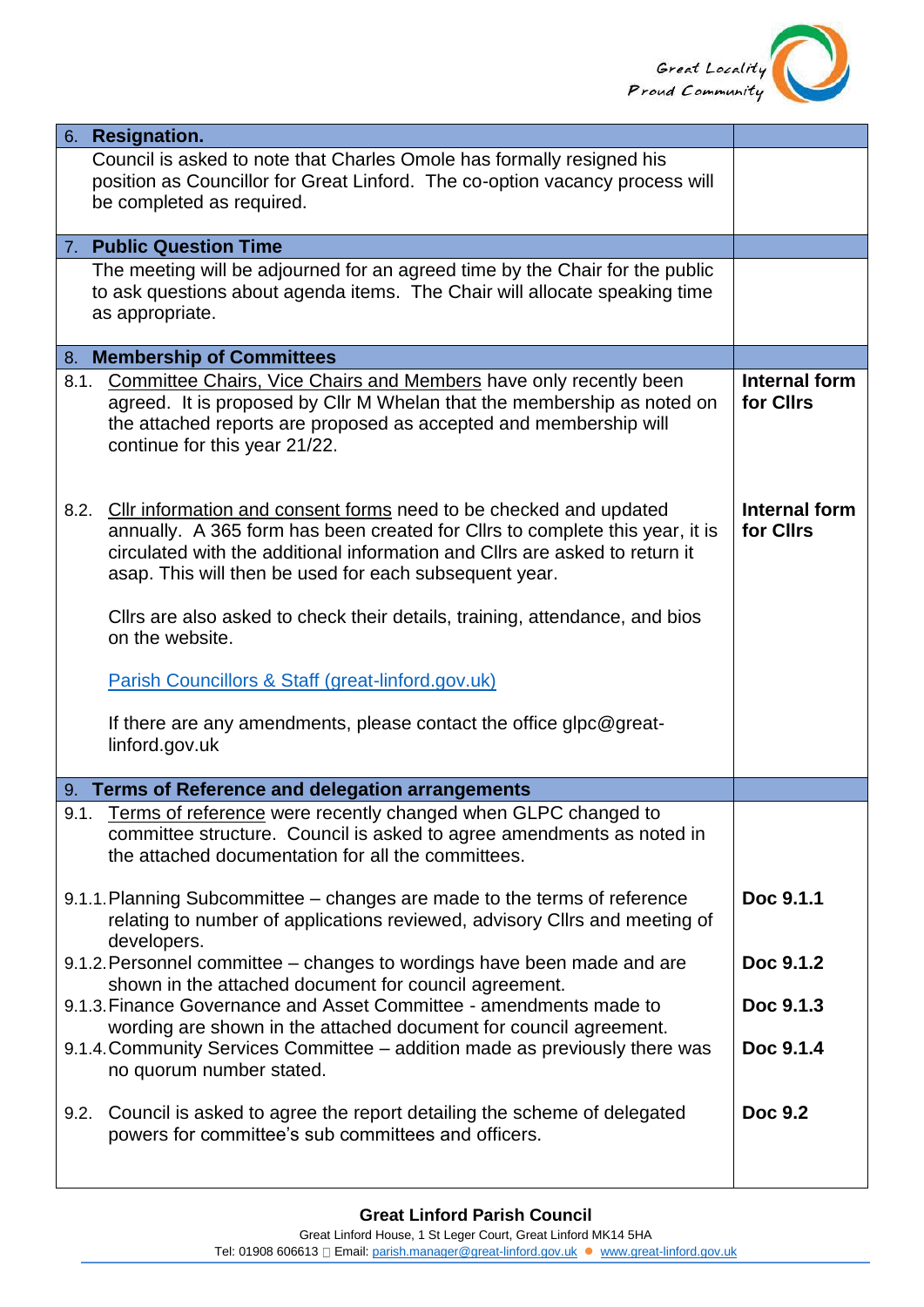| 6. Resignation. | |
| --- | --- |
| Council is asked to note that Charles Omole has formally resigned his position as Councillor for Great Linford. The co-option vacancy process will be completed as required. | |
| **7. Public Question Time** | |
| The meeting will be adjourned for an agreed time by the Chair for the public to ask questions about agenda items. The Chair will allocate speaking time as appropriate. | |
| **8. Membership of Committees** | |
| 8.1. Committee Chairs, Vice Chairs and Members have only recently been agreed. It is proposed by Cllr M Whelan that the membership as noted on the attached reports are proposed as accepted and membership will continue for this year 21/22. | **Internal form for Cllrs** |
| 8.2. Cllr information and consent forms need to be checked and updated annually. A 365 form has been created for Cllrs to complete this year, it is circulated with the additional information and Cllrs are asked to return it asap. This will then be used for each subsequent year.<br><br>Cllrs are also asked to check their details, training, attendance, and bios on the website.<br><br>Parish Councillors & Staff (great-linford.gov.uk)<br><br>If there are any amendments, please contact the office glpc@great-linford.gov.uk | **Internal form for Cllrs** |
| **9. Terms of Reference and delegation arrangements** | |
| 9.1. Terms of reference were recently changed when GLPC changed to committee structure. Council is asked to agree amendments as noted in the attached documentation for all the committees. | |
| 9.1.1. Planning Subcommittee – changes are made to the terms of reference relating to number of applications reviewed, advisory Cllrs and meeting of developers. | **Doc 9.1.1** |
| 9.1.2. Personnel committee – changes to wordings have been made and are shown in the attached document for council agreement. | **Doc 9.1.2** |
| 9.1.3. Finance Governance and Asset Committee - amendments made to wording are shown in the attached document for council agreement. | **Doc 9.1.3** |
| 9.1.4. Community Services Committee – addition made as previously there was no quorum number stated. | **Doc 9.1.4** |
| 9.2. Council is asked to agree the report detailing the scheme of delegated powers for committee's sub committees and officers. | **Doc 9.2** |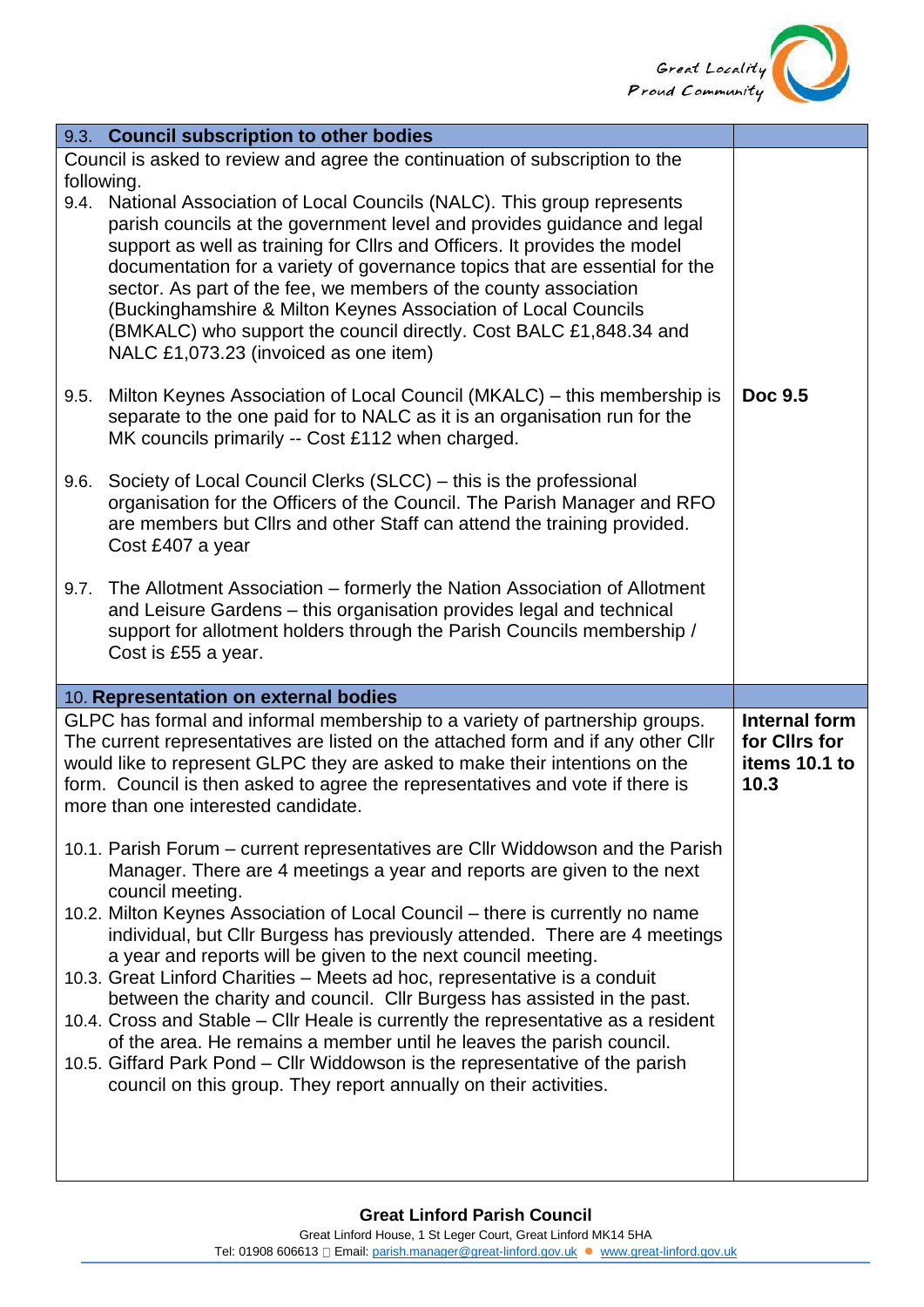| 9.3. **Council subscription to other bodies** | |
|---|---|
| Council is asked to review and agree the continuation of subscription to the following.<br>9.4. National Association of Local Councils (NALC). This group represents parish councils at the government level and provides guidance and legal support as well as training for Cllrs and Officers. It provides the model documentation for a variety of governance topics that are essential for the sector. As part of the fee, we members of the county association (Buckinghamshire & Milton Keynes Association of Local Councils (BMKALC) who support the council directly. Cost BALC £1,848.34 and NALC £1,073.23 (invoiced as one item) | |
| 9.5. Milton Keynes Association of Local Council (MKALC) – this membership is separate to the one paid for to NALC as it is an organisation run for the MK councils primarily -- Cost £112 when charged. | **Doc 9.5** |
| 9.6. Society of Local Council Clerks (SLCC) – this is the professional organisation for the Officers of the Council. The Parish Manager and RFO are members but Cllrs and other Staff can attend the training provided. Cost £407 a year | |
| 9.7. The Allotment Association – formerly the Nation Association of Allotment and Leisure Gardens – this organisation provides legal and technical support for allotment holders through the Parish Councils membership / Cost is £55 a year. | |
| 10. **Representation on external bodies** | |
| GLPC has formal and informal membership to a variety of partnership groups. The current representatives are listed on the attached form and if any other Cllr would like to represent GLPC they are asked to make their intentions on the form. Council is then asked to agree the representatives and vote if there is more than one interested candidate.<br><br>10.1. Parish Forum – current representatives are Cllr Widdowson and the Parish Manager. There are 4 meetings a year and reports are given to the next council meeting.<br>10.2. Milton Keynes Association of Local Council – there is currently no name individual, but Cllr Burgess has previously attended. There are 4 meetings a year and reports will be given to the next council meeting.<br>10.3. Great Linford Charities – Meets ad hoc, representative is a conduit between the charity and council. Cllr Burgess has assisted in the past.<br>10.4. Cross and Stable – Cllr Heale is currently the representative as a resident of the area. He remains a member until he leaves the parish council.<br>10.5. Giffard Park Pond – Cllr Widdowson is the representative of the parish council on this group. They report annually on their activities. | **Internal form for Cllrs for items 10.1 to 10.3** |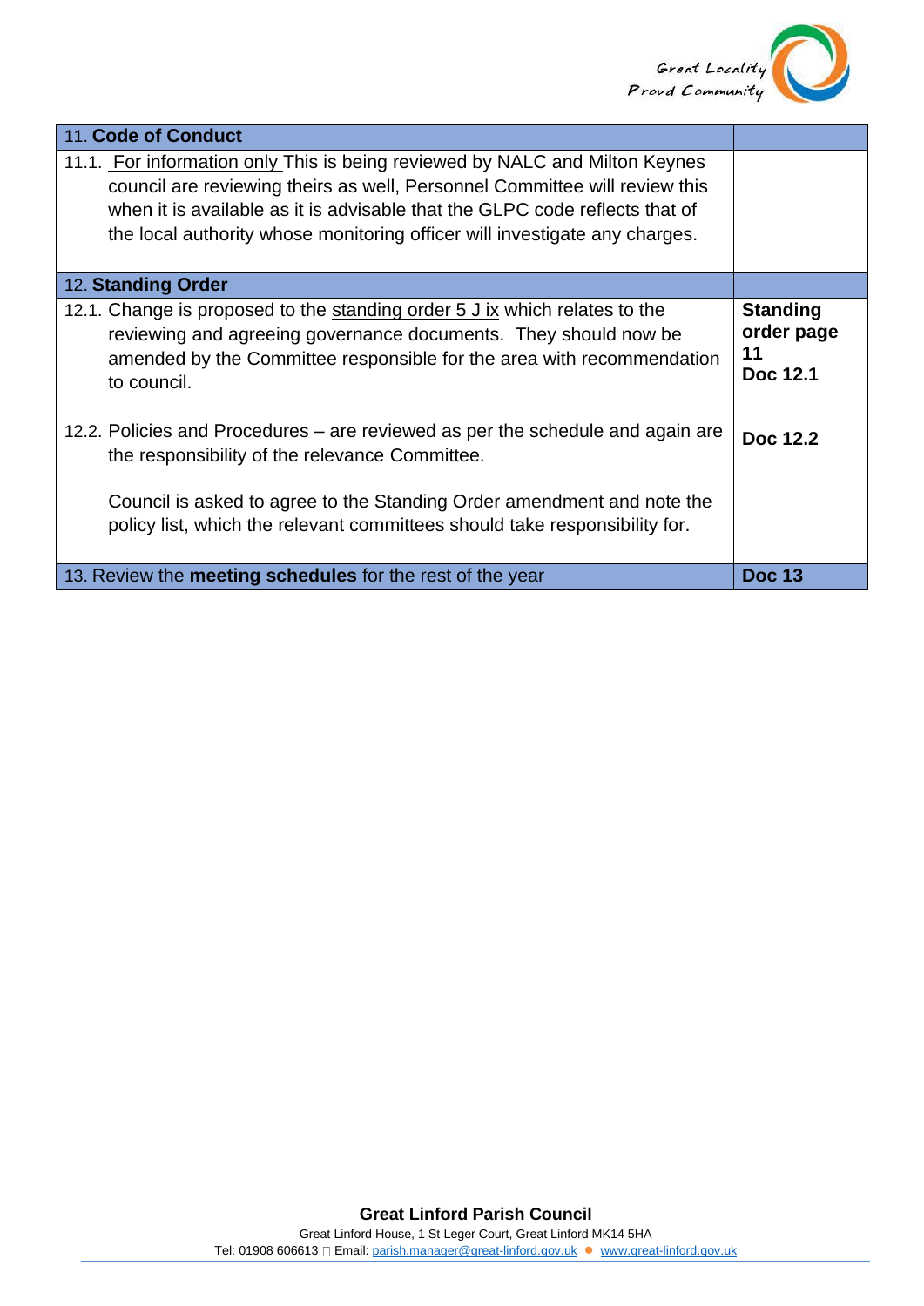| 11. **Code of Conduct** | |
|---|---|
| 11.1. For information only This is being reviewed by NALC and Milton Keynes council are reviewing theirs as well, Personnel Committee will review this when it is available as it is advisable that the GLPC code reflects that of the local authority whose monitoring officer will investigate any charges. | |
| 12. **Standing Order** | |
| 12.1. Change is proposed to the standing order 5 J ix which relates to the reviewing and agreeing governance documents. They should now be amended by the Committee responsible for the area with recommendation to council. | **Standing order page 11 Doc 12.1** |
| 12.2. Policies and Procedures – are reviewed as per the schedule and again are the responsibility of the relevance Committee. Council is asked to agree to the Standing Order amendment and note the policy list, which the relevant committees should take responsibility for. | **Doc 12.2** |
| 13. Review the **meeting schedules** for the rest of the year | **Doc 13** |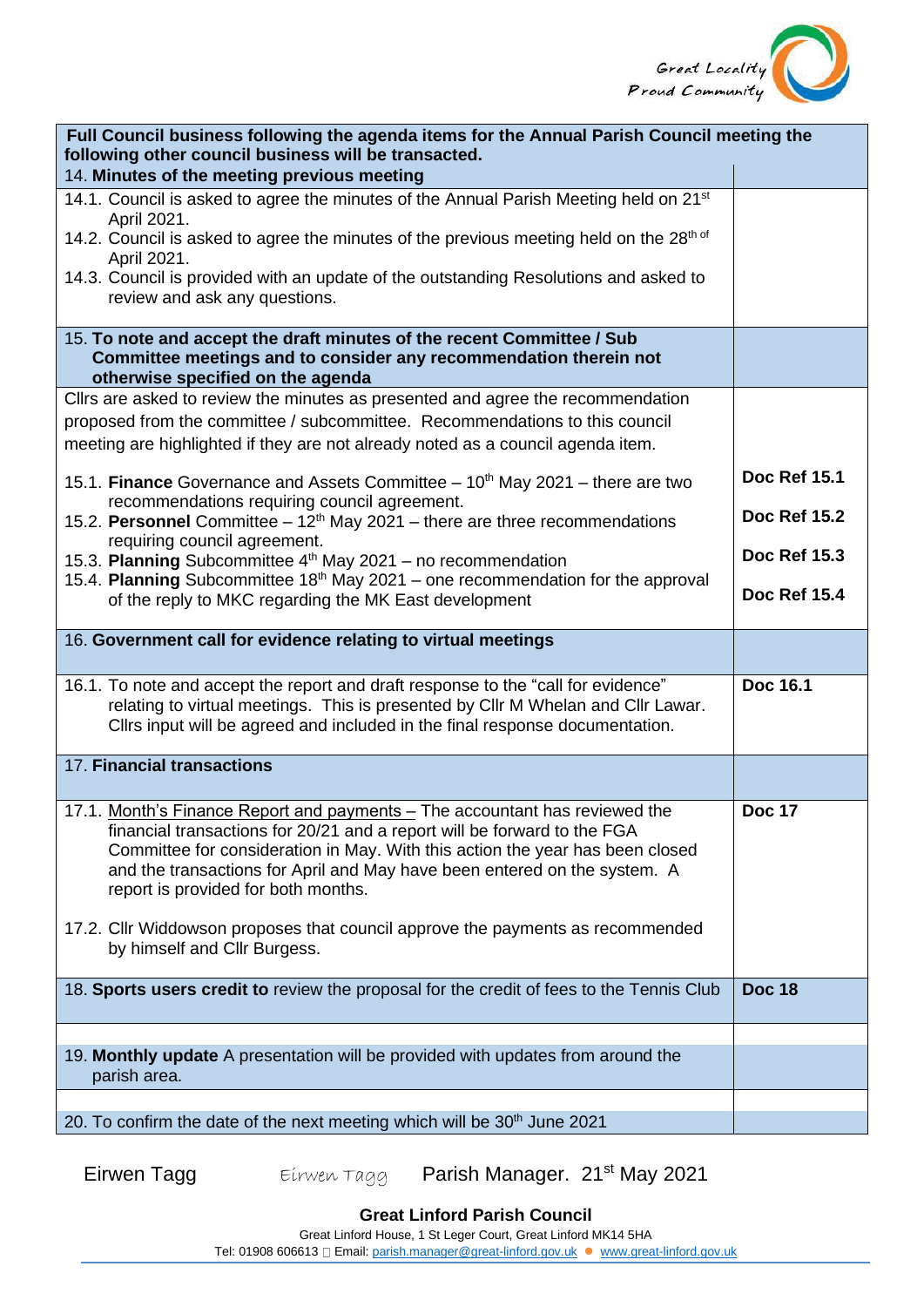| | |
|---|---|
| **Full Council business following the agenda items for the Annual Parish Council meeting the following other council business will be transacted.** | |
| 14. **Minutes of the meeting previous meeting** | |
| 14.1. Council is asked to agree the minutes of the Annual Parish Meeting held on 21st April 2021.<br>14.2. Council is asked to agree the minutes of the previous meeting held on the 28th of April 2021.<br>14.3. Council is provided with an update of the outstanding Resolutions and asked to review and ask any questions. | |
| 15. **To note and accept the draft minutes of the recent Committee / Sub Committee meetings and to consider any recommendation therein not otherwise specified on the agenda** | |
| Cllrs are asked to review the minutes as presented and agree the recommendation proposed from the committee / subcommittee. Recommendations to this council meeting are highlighted if they are not already noted as a council agenda item. | |
| 15.1. **Finance** Governance and Assets Committee – 10th May 2021 – there are two recommendations requiring council agreement. | **Doc Ref 15.1** |
| 15.2. **Personnel** Committee – 12th May 2021 – there are three recommendations requiring council agreement. | **Doc Ref 15.2** |
| 15.3. **Planning** Subcommittee 4th May 2021 – no recommendation | **Doc Ref 15.3** |
| 15.4. **Planning** Subcommittee 18th May 2021 – one recommendation for the approval of the reply to MKC regarding the MK East development | **Doc Ref 15.4** |
| 16. **Government call for evidence relating to virtual meetings** | |
| 16.1. To note and accept the report and draft response to the "call for evidence" relating to virtual meetings. This is presented by Cllr M Whelan and Cllr Lawar. Cllrs input will be agreed and included in the final response documentation. | **Doc 16.1** |
| 17. **Financial transactions** | |
| 17.1. Month's Finance Report and payments – The accountant has reviewed the financial transactions for 20/21 and a report will be forward to the FGA Committee for consideration in May. With this action the year has been closed and the transactions for April and May have been entered on the system. A report is provided for both months.<br><br>17.2. Cllr Widdowson proposes that council approve the payments as recommended by himself and Cllr Burgess. | **Doc 17** |
| 18. **Sports users credit to** review the proposal for the credit of fees to the Tennis Club | **Doc 18** |
| | |
| 19. **Monthly update** A presentation will be provided with updates from around the parish area. | |
| | |
| 20. To confirm the date of the next meeting which will be 30th June 2021 | |

Eirwen Tagg    *Eirwen Tagg*    Parish Manager. 21st May 2021

**Great Linford Parish Council**

Great Linford House, 1 St Leger Court, Great Linford MK14 5HA

Tel: 01908 606613 Email: parish.manager@great-linford.gov.uk ● www.great-linford.gov.uk